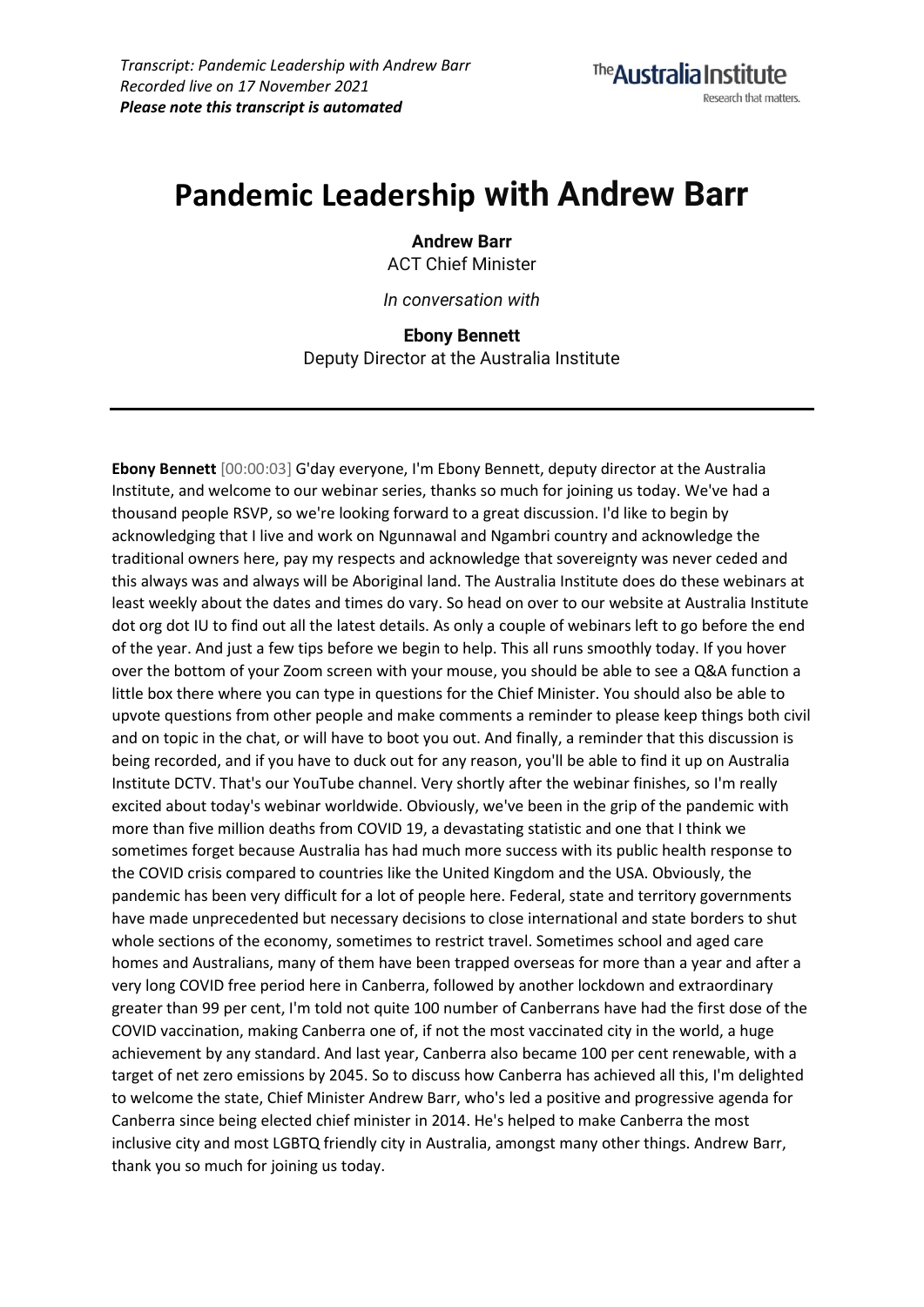*Transcript: Pandemic Leadership with Andrew Barr*
*Recorded live on 17 November 2021*
***Please note this transcript is automated***

The Australia Institute
Research that matters.

# Pandemic Leadership with Andrew Barr

**Andrew Barr**
ACT Chief Minister

*In conversation with*

**Ebony Bennett**
Deputy Director at the Australia Institute

---

**Ebony Bennett** [00:00:03] G'day everyone, I'm Ebony Bennett, deputy director at the Australia Institute, and welcome to our webinar series, thanks so much for joining us today. We've had a thousand people RSVP, so we're looking forward to a great discussion. I'd like to begin by acknowledging that I live and work on Ngunnawal and Ngambri country and acknowledge the traditional owners here, pay my respects and acknowledge that sovereignty was never ceded and this always was and always will be Aboriginal land. The Australia Institute does do these webinars at least weekly about the dates and times do vary. So head on over to our website at Australia Institute dot org dot IU to find out all the latest details. As only a couple of webinars left to go before the end of the year. And just a few tips before we begin to help. This all runs smoothly today. If you hover over the bottom of your Zoom screen with your mouse, you should be able to see a Q&A function a little box there where you can type in questions for the Chief Minister. You should also be able to upvote questions from other people and make comments a reminder to please keep things both civil and on topic in the chat, or will have to boot you out. And finally, a reminder that this discussion is being recorded, and if you have to duck out for any reason, you'll be able to find it up on Australia Institute DCTV. That's our YouTube channel. Very shortly after the webinar finishes, so I'm really excited about today's webinar worldwide. Obviously, we've been in the grip of the pandemic with more than five million deaths from COVID 19, a devastating statistic and one that I think we sometimes forget because Australia has had much more success with its public health response to the COVID crisis compared to countries like the United Kingdom and the USA. Obviously, the pandemic has been very difficult for a lot of people here. Federal, state and territory governments have made unprecedented but necessary decisions to close international and state borders to shut whole sections of the economy, sometimes to restrict travel. Sometimes school and aged care homes and Australians, many of them have been trapped overseas for more than a year and after a very long COVID free period here in Canberra, followed by another lockdown and extraordinary greater than 99 per cent, I'm told not quite 100 number of Canberrans have had the first dose of the COVID vaccination, making Canberra one of, if not the most vaccinated city in the world, a huge achievement by any standard. And last year, Canberra also became 100 per cent renewable, with a target of net zero emissions by 2045. So to discuss how Canberra has achieved all this, I'm delighted to welcome the state, Chief Minister Andrew Barr, who's led a positive and progressive agenda for Canberra since being elected chief minister in 2014. He's helped to make Canberra the most inclusive city and most LGBTQ friendly city in Australia, amongst many other things. Andrew Barr, thank you so much for joining us today.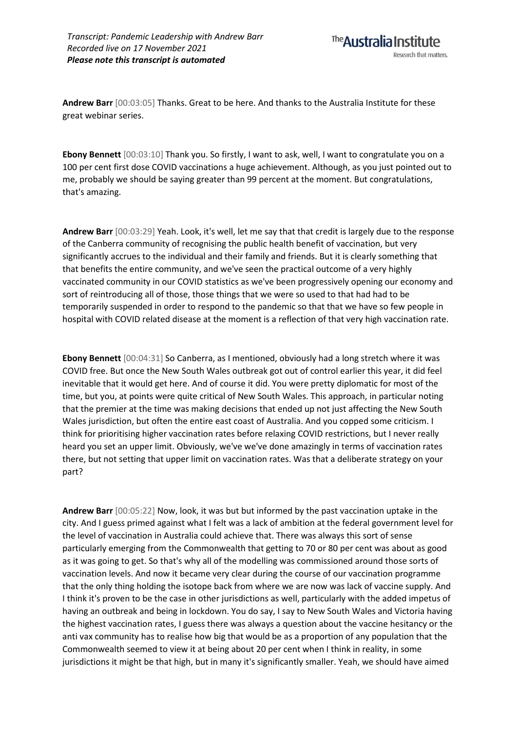**Andrew Barr** [00:03:05] Thanks. Great to be here. And thanks to the Australia Institute for these great webinar series.

**Ebony Bennett** [00:03:10] Thank you. So firstly, I want to ask, well, I want to congratulate you on a 100 per cent first dose COVID vaccinations a huge achievement. Although, as you just pointed out to me, probably we should be saying greater than 99 percent at the moment. But congratulations, that's amazing.

**Andrew Barr** [00:03:29] Yeah. Look, it's well, let me say that that credit is largely due to the response of the Canberra community of recognising the public health benefit of vaccination, but very significantly accrues to the individual and their family and friends. But it is clearly something that that benefits the entire community, and we've seen the practical outcome of a very highly vaccinated community in our COVID statistics as we've been progressively opening our economy and sort of reintroducing all of those, those things that we were so used to that had had to be temporarily suspended in order to respond to the pandemic so that that we have so few people in hospital with COVID related disease at the moment is a reflection of that very high vaccination rate.

**Ebony Bennett** [00:04:31] So Canberra, as I mentioned, obviously had a long stretch where it was COVID free. But once the New South Wales outbreak got out of control earlier this year, it did feel inevitable that it would get here. And of course it did. You were pretty diplomatic for most of the time, but you, at points were quite critical of New South Wales. This approach, in particular noting that the premier at the time was making decisions that ended up not just affecting the New South Wales jurisdiction, but often the entire east coast of Australia. And you copped some criticism. I think for prioritising higher vaccination rates before relaxing COVID restrictions, but I never really heard you set an upper limit. Obviously, we've we've done amazingly in terms of vaccination rates there, but not setting that upper limit on vaccination rates. Was that a deliberate strategy on your part?

**Andrew Barr** [00:05:22] Now, look, it was but but informed by the past vaccination uptake in the city. And I guess primed against what I felt was a lack of ambition at the federal government level for the level of vaccination in Australia could achieve that. There was always this sort of sense particularly emerging from the Commonwealth that getting to 70 or 80 per cent was about as good as it was going to get. So that's why all of the modelling was commissioned around those sorts of vaccination levels. And now it became very clear during the course of our vaccination programme that the only thing holding the isotope back from where we are now was lack of vaccine supply. And I think it's proven to be the case in other jurisdictions as well, particularly with the added impetus of having an outbreak and being in lockdown. You do say, I say to New South Wales and Victoria having the highest vaccination rates, I guess there was always a question about the vaccine hesitancy or the anti vax community has to realise how big that would be as a proportion of any population that the Commonwealth seemed to view it at being about 20 per cent when I think in reality, in some jurisdictions it might be that high, but in many it's significantly smaller. Yeah, we should have aimed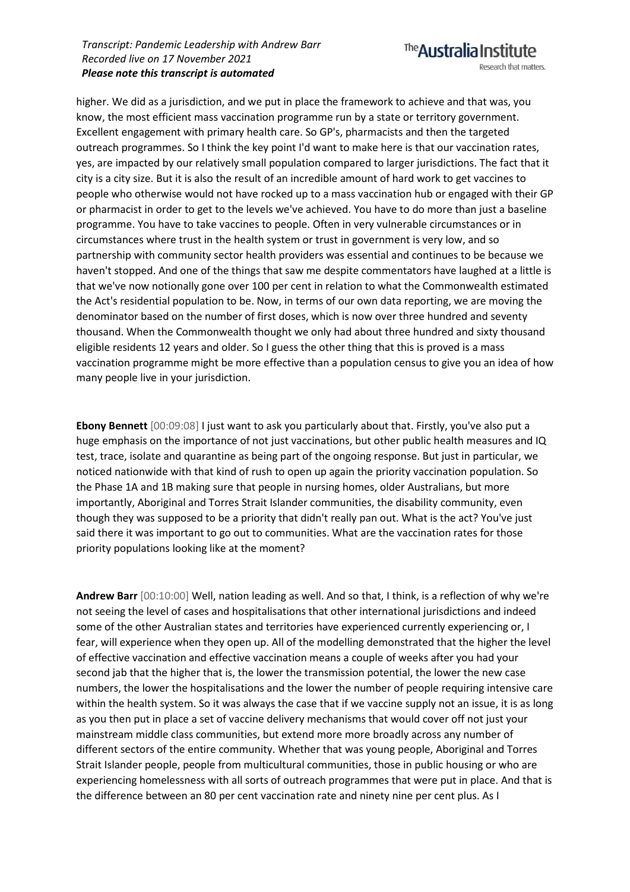higher. We did as a jurisdiction, and we put in place the framework to achieve and that was, you know, the most efficient mass vaccination programme run by a state or territory government. Excellent engagement with primary health care. So GP's, pharmacists and then the targeted outreach programmes. So I think the key point I'd want to make here is that our vaccination rates, yes, are impacted by our relatively small population compared to larger jurisdictions. The fact that it city is a city size. But it is also the result of an incredible amount of hard work to get vaccines to people who otherwise would not have rocked up to a mass vaccination hub or engaged with their GP or pharmacist in order to get to the levels we've achieved. You have to do more than just a baseline programme. You have to take vaccines to people. Often in very vulnerable circumstances or in circumstances where trust in the health system or trust in government is very low, and so partnership with community sector health providers was essential and continues to be because we haven't stopped. And one of the things that saw me despite commentators have laughed at a little is that we've now notionally gone over 100 per cent in relation to what the Commonwealth estimated the Act's residential population to be. Now, in terms of our own data reporting, we are moving the denominator based on the number of first doses, which is now over three hundred and seventy thousand. When the Commonwealth thought we only had about three hundred and sixty thousand eligible residents 12 years and older. So I guess the other thing that this is proved is a mass vaccination programme might be more effective than a population census to give you an idea of how many people live in your jurisdiction.

**Ebony Bennett** [00:09:08] I just want to ask you particularly about that. Firstly, you've also put a huge emphasis on the importance of not just vaccinations, but other public health measures and IQ test, trace, isolate and quarantine as being part of the ongoing response. But just in particular, we noticed nationwide with that kind of rush to open up again the priority vaccination population. So the Phase 1A and 1B making sure that people in nursing homes, older Australians, but more importantly, Aboriginal and Torres Strait Islander communities, the disability community, even though they was supposed to be a priority that didn't really pan out. What is the act? You've just said there it was important to go out to communities. What are the vaccination rates for those priority populations looking like at the moment?

**Andrew Barr** [00:10:00] Well, nation leading as well. And so that, I think, is a reflection of why we're not seeing the level of cases and hospitalisations that other international jurisdictions and indeed some of the other Australian states and territories have experienced currently experiencing or, I fear, will experience when they open up. All of the modelling demonstrated that the higher the level of effective vaccination and effective vaccination means a couple of weeks after you had your second jab that the higher that is, the lower the transmission potential, the lower the new case numbers, the lower the hospitalisations and the lower the number of people requiring intensive care within the health system. So it was always the case that if we vaccine supply not an issue, it is as long as you then put in place a set of vaccine delivery mechanisms that would cover off not just your mainstream middle class communities, but extend more more broadly across any number of different sectors of the entire community. Whether that was young people, Aboriginal and Torres Strait Islander people, people from multicultural communities, those in public housing or who are experiencing homelessness with all sorts of outreach programmes that were put in place. And that is the difference between an 80 per cent vaccination rate and ninety nine per cent plus. As I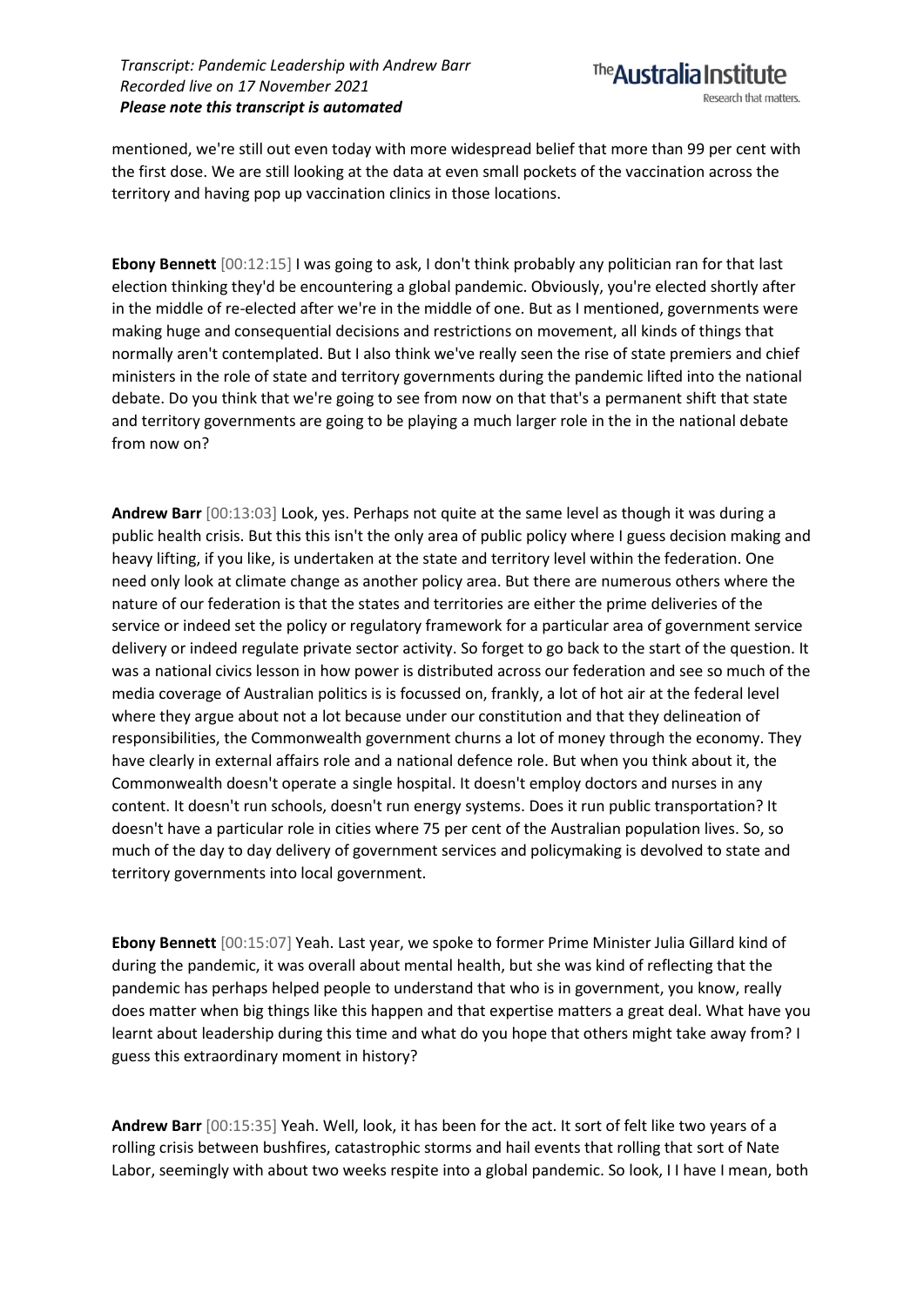mentioned, we're still out even today with more widespread belief that more than 99 per cent with the first dose. We are still looking at the data at even small pockets of the vaccination across the territory and having pop up vaccination clinics in those locations.

**Ebony Bennett** [00:12:15] I was going to ask, I don't think probably any politician ran for that last election thinking they'd be encountering a global pandemic. Obviously, you're elected shortly after in the middle of re-elected after we're in the middle of one. But as I mentioned, governments were making huge and consequential decisions and restrictions on movement, all kinds of things that normally aren't contemplated. But I also think we've really seen the rise of state premiers and chief ministers in the role of state and territory governments during the pandemic lifted into the national debate. Do you think that we're going to see from now on that that's a permanent shift that state and territory governments are going to be playing a much larger role in the in the national debate from now on?

**Andrew Barr** [00:13:03] Look, yes. Perhaps not quite at the same level as though it was during a public health crisis. But this this isn't the only area of public policy where I guess decision making and heavy lifting, if you like, is undertaken at the state and territory level within the federation. One need only look at climate change as another policy area. But there are numerous others where the nature of our federation is that the states and territories are either the prime deliveries of the service or indeed set the policy or regulatory framework for a particular area of government service delivery or indeed regulate private sector activity. So forget to go back to the start of the question. It was a national civics lesson in how power is distributed across our federation and see so much of the media coverage of Australian politics is is focussed on, frankly, a lot of hot air at the federal level where they argue about not a lot because under our constitution and that they delineation of responsibilities, the Commonwealth government churns a lot of money through the economy. They have clearly in external affairs role and a national defence role. But when you think about it, the Commonwealth doesn't operate a single hospital. It doesn't employ doctors and nurses in any content. It doesn't run schools, doesn't run energy systems. Does it run public transportation? It doesn't have a particular role in cities where 75 per cent of the Australian population lives. So, so much of the day to day delivery of government services and policymaking is devolved to state and territory governments into local government.

**Ebony Bennett** [00:15:07] Yeah. Last year, we spoke to former Prime Minister Julia Gillard kind of during the pandemic, it was overall about mental health, but she was kind of reflecting that the pandemic has perhaps helped people to understand that who is in government, you know, really does matter when big things like this happen and that expertise matters a great deal. What have you learnt about leadership during this time and what do you hope that others might take away from? I guess this extraordinary moment in history?

**Andrew Barr** [00:15:35] Yeah. Well, look, it has been for the act. It sort of felt like two years of a rolling crisis between bushfires, catastrophic storms and hail events that rolling that sort of Nate Labor, seemingly with about two weeks respite into a global pandemic. So look, I I have I mean, both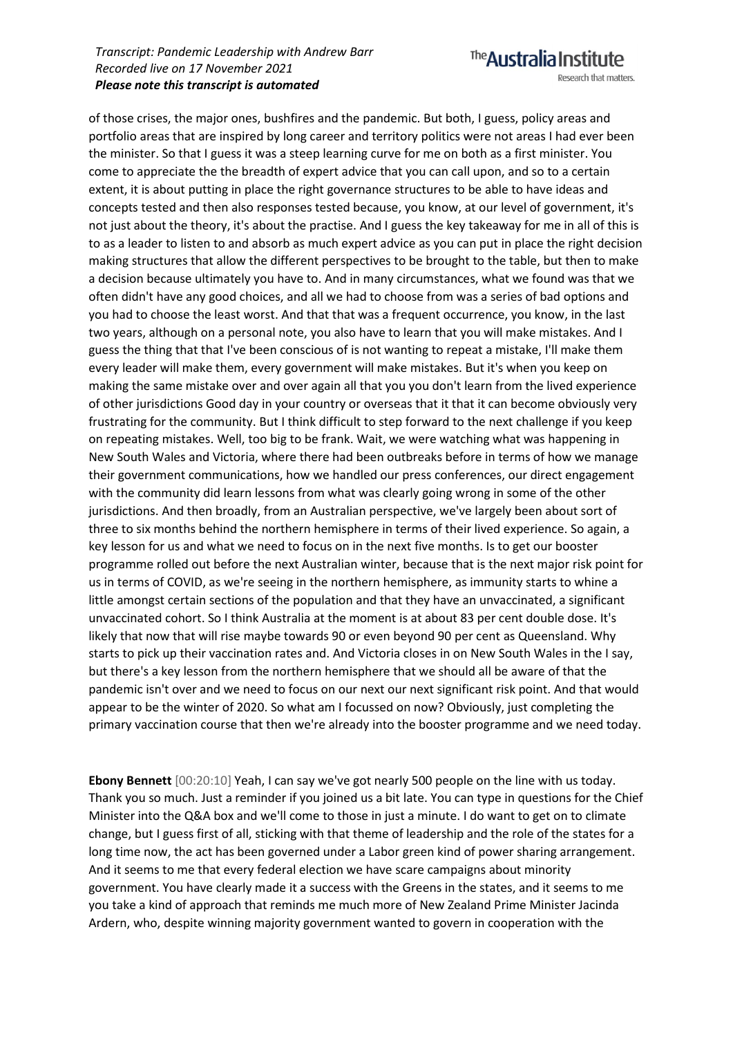of those crises, the major ones, bushfires and the pandemic. But both, I guess, policy areas and portfolio areas that are inspired by long career and territory politics were not areas I had ever been the minister. So that I guess it was a steep learning curve for me on both as a first minister. You come to appreciate the the breadth of expert advice that you can call upon, and so to a certain extent, it is about putting in place the right governance structures to be able to have ideas and concepts tested and then also responses tested because, you know, at our level of government, it's not just about the theory, it's about the practise. And I guess the key takeaway for me in all of this is to as a leader to listen to and absorb as much expert advice as you can put in place the right decision making structures that allow the different perspectives to be brought to the table, but then to make a decision because ultimately you have to. And in many circumstances, what we found was that we often didn't have any good choices, and all we had to choose from was a series of bad options and you had to choose the least worst. And that that was a frequent occurrence, you know, in the last two years, although on a personal note, you also have to learn that you will make mistakes. And I guess the thing that that I've been conscious of is not wanting to repeat a mistake, I'll make them every leader will make them, every government will make mistakes. But it's when you keep on making the same mistake over and over again all that you you don't learn from the lived experience of other jurisdictions Good day in your country or overseas that it that it can become obviously very frustrating for the community. But I think difficult to step forward to the next challenge if you keep on repeating mistakes. Well, too big to be frank. Wait, we were watching what was happening in New South Wales and Victoria, where there had been outbreaks before in terms of how we manage their government communications, how we handled our press conferences, our direct engagement with the community did learn lessons from what was clearly going wrong in some of the other jurisdictions. And then broadly, from an Australian perspective, we've largely been about sort of three to six months behind the northern hemisphere in terms of their lived experience. So again, a key lesson for us and what we need to focus on in the next five months. Is to get our booster programme rolled out before the next Australian winter, because that is the next major risk point for us in terms of COVID, as we're seeing in the northern hemisphere, as immunity starts to whine a little amongst certain sections of the population and that they have an unvaccinated, a significant unvaccinated cohort. So I think Australia at the moment is at about 83 per cent double dose. It's likely that now that will rise maybe towards 90 or even beyond 90 per cent as Queensland. Why starts to pick up their vaccination rates and. And Victoria closes in on New South Wales in the I say, but there's a key lesson from the northern hemisphere that we should all be aware of that the pandemic isn't over and we need to focus on our next our next significant risk point. And that would appear to be the winter of 2020. So what am I focussed on now? Obviously, just completing the primary vaccination course that then we're already into the booster programme and we need today.

**Ebony Bennett** [00:20:10] Yeah, I can say we've got nearly 500 people on the line with us today. Thank you so much. Just a reminder if you joined us a bit late. You can type in questions for the Chief Minister into the Q&A box and we'll come to those in just a minute. I do want to get on to climate change, but I guess first of all, sticking with that theme of leadership and the role of the states for a long time now, the act has been governed under a Labor green kind of power sharing arrangement. And it seems to me that every federal election we have scare campaigns about minority government. You have clearly made it a success with the Greens in the states, and it seems to me you take a kind of approach that reminds me much more of New Zealand Prime Minister Jacinda Ardern, who, despite winning majority government wanted to govern in cooperation with the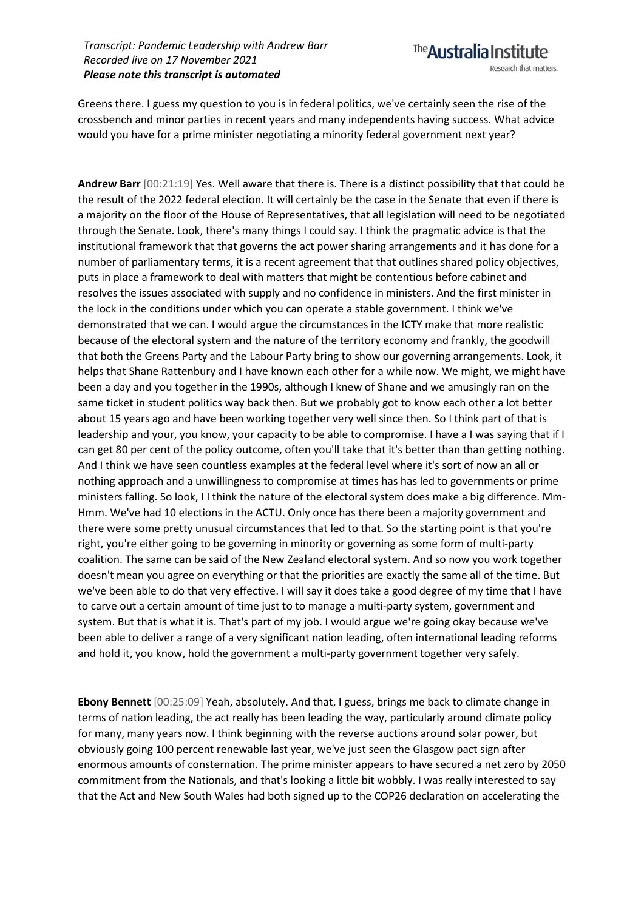Greens there. I guess my question to you is in federal politics, we've certainly seen the rise of the crossbench and minor parties in recent years and many independents having success. What advice would you have for a prime minister negotiating a minority federal government next year?

**Andrew Barr** [00:21:19] Yes. Well aware that there is. There is a distinct possibility that that could be the result of the 2022 federal election. It will certainly be the case in the Senate that even if there is a majority on the floor of the House of Representatives, that all legislation will need to be negotiated through the Senate. Look, there's many things I could say. I think the pragmatic advice is that the institutional framework that that governs the act power sharing arrangements and it has done for a number of parliamentary terms, it is a recent agreement that that outlines shared policy objectives, puts in place a framework to deal with matters that might be contentious before cabinet and resolves the issues associated with supply and no confidence in ministers. And the first minister in the lock in the conditions under which you can operate a stable government. I think we've demonstrated that we can. I would argue the circumstances in the ICTY make that more realistic because of the electoral system and the nature of the territory economy and frankly, the goodwill that both the Greens Party and the Labour Party bring to show our governing arrangements. Look, it helps that Shane Rattenbury and I have known each other for a while now. We might, we might have been a day and you together in the 1990s, although I knew of Shane and we amusingly ran on the same ticket in student politics way back then. But we probably got to know each other a lot better about 15 years ago and have been working together very well since then. So I think part of that is leadership and your, you know, your capacity to be able to compromise. I have a I was saying that if I can get 80 per cent of the policy outcome, often you'll take that it's better than than getting nothing. And I think we have seen countless examples at the federal level where it's sort of now an all or nothing approach and a unwillingness to compromise at times has has led to governments or prime ministers falling. So look, I I think the nature of the electoral system does make a big difference. Mm-Hmm. We've had 10 elections in the ACTU. Only once has there been a majority government and there were some pretty unusual circumstances that led to that. So the starting point is that you're right, you're either going to be governing in minority or governing as some form of multi-party coalition. The same can be said of the New Zealand electoral system. And so now you work together doesn't mean you agree on everything or that the priorities are exactly the same all of the time. But we've been able to do that very effective. I will say it does take a good degree of my time that I have to carve out a certain amount of time just to to manage a multi-party system, government and system. But that is what it is. That's part of my job. I would argue we're going okay because we've been able to deliver a range of a very significant nation leading, often international leading reforms and hold it, you know, hold the government a multi-party government together very safely.

**Ebony Bennett** [00:25:09] Yeah, absolutely. And that, I guess, brings me back to climate change in terms of nation leading, the act really has been leading the way, particularly around climate policy for many, many years now. I think beginning with the reverse auctions around solar power, but obviously going 100 percent renewable last year, we've just seen the Glasgow pact sign after enormous amounts of consternation. The prime minister appears to have secured a net zero by 2050 commitment from the Nationals, and that's looking a little bit wobbly. I was really interested to say that the Act and New South Wales had both signed up to the COP26 declaration on accelerating the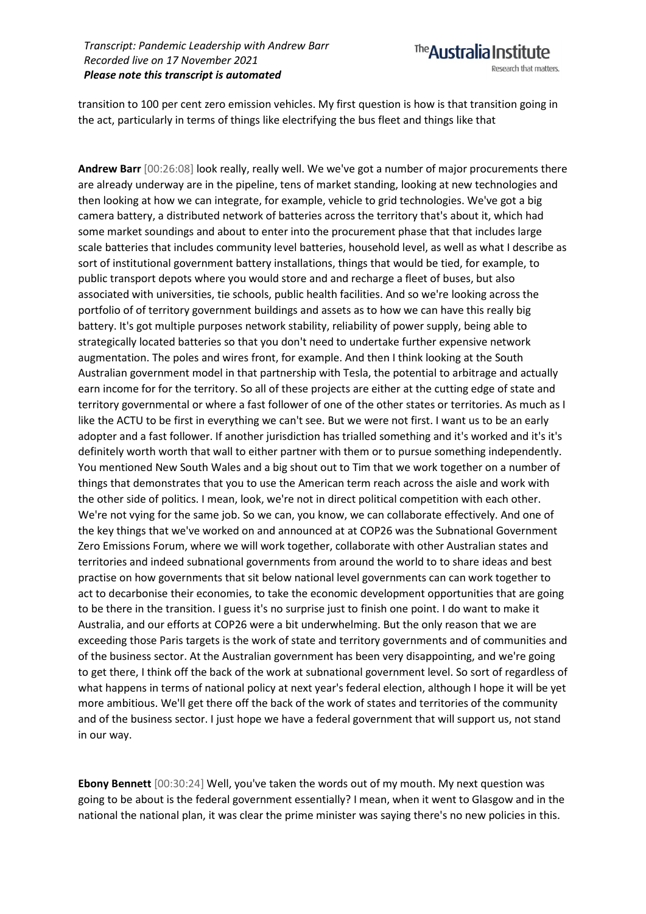transition to 100 per cent zero emission vehicles. My first question is how is that transition going in the act, particularly in terms of things like electrifying the bus fleet and things like that

**Andrew Barr** [00:26:08] look really, really well. We we've got a number of major procurements there are already underway are in the pipeline, tens of market standing, looking at new technologies and then looking at how we can integrate, for example, vehicle to grid technologies. We've got a big camera battery, a distributed network of batteries across the territory that's about it, which had some market soundings and about to enter into the procurement phase that that includes large scale batteries that includes community level batteries, household level, as well as what I describe as sort of institutional government battery installations, things that would be tied, for example, to public transport depots where you would store and and recharge a fleet of buses, but also associated with universities, tie schools, public health facilities. And so we're looking across the portfolio of of territory government buildings and assets as to how we can have this really big battery. It's got multiple purposes network stability, reliability of power supply, being able to strategically located batteries so that you don't need to undertake further expensive network augmentation. The poles and wires front, for example. And then I think looking at the South Australian government model in that partnership with Tesla, the potential to arbitrage and actually earn income for for the territory. So all of these projects are either at the cutting edge of state and territory governmental or where a fast follower of one of the other states or territories. As much as I like the ACTU to be first in everything we can't see. But we were not first. I want us to be an early adopter and a fast follower. If another jurisdiction has trialled something and it's worked and it's it's definitely worth worth that wall to either partner with them or to pursue something independently. You mentioned New South Wales and a big shout out to Tim that we work together on a number of things that demonstrates that you to use the American term reach across the aisle and work with the other side of politics. I mean, look, we're not in direct political competition with each other. We're not vying for the same job. So we can, you know, we can collaborate effectively. And one of the key things that we've worked on and announced at at COP26 was the Subnational Government Zero Emissions Forum, where we will work together, collaborate with other Australian states and territories and indeed subnational governments from around the world to to share ideas and best practise on how governments that sit below national level governments can can work together to act to decarbonise their economies, to take the economic development opportunities that are going to be there in the transition. I guess it's no surprise just to finish one point. I do want to make it Australia, and our efforts at COP26 were a bit underwhelming. But the only reason that we are exceeding those Paris targets is the work of state and territory governments and of communities and of the business sector. At the Australian government has been very disappointing, and we're going to get there, I think off the back of the work at subnational government level. So sort of regardless of what happens in terms of national policy at next year's federal election, although I hope it will be yet more ambitious. We'll get there off the back of the work of states and territories of the community and of the business sector. I just hope we have a federal government that will support us, not stand in our way.

**Ebony Bennett** [00:30:24] Well, you've taken the words out of my mouth. My next question was going to be about is the federal government essentially? I mean, when it went to Glasgow and in the national the national plan, it was clear the prime minister was saying there's no new policies in this.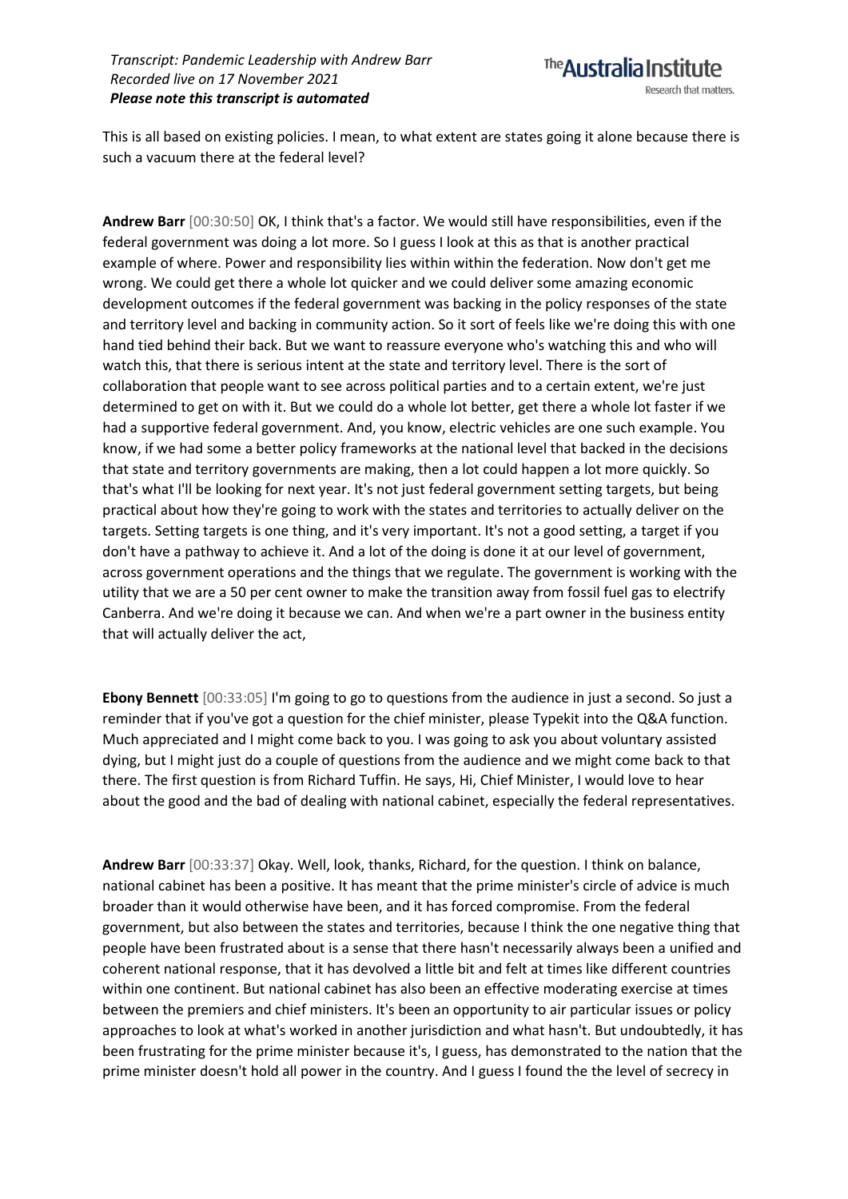This is all based on existing policies. I mean, to what extent are states going it alone because there is such a vacuum there at the federal level?

**Andrew Barr** [00:30:50] OK, I think that's a factor. We would still have responsibilities, even if the federal government was doing a lot more. So I guess I look at this as that is another practical example of where. Power and responsibility lies within within the federation. Now don't get me wrong. We could get there a whole lot quicker and we could deliver some amazing economic development outcomes if the federal government was backing in the policy responses of the state and territory level and backing in community action. So it sort of feels like we're doing this with one hand tied behind their back. But we want to reassure everyone who's watching this and who will watch this, that there is serious intent at the state and territory level. There is the sort of collaboration that people want to see across political parties and to a certain extent, we're just determined to get on with it. But we could do a whole lot better, get there a whole lot faster if we had a supportive federal government. And, you know, electric vehicles are one such example. You know, if we had some a better policy frameworks at the national level that backed in the decisions that state and territory governments are making, then a lot could happen a lot more quickly. So that's what I'll be looking for next year. It's not just federal government setting targets, but being practical about how they're going to work with the states and territories to actually deliver on the targets. Setting targets is one thing, and it's very important. It's not a good setting, a target if you don't have a pathway to achieve it. And a lot of the doing is done it at our level of government, across government operations and the things that we regulate. The government is working with the utility that we are a 50 per cent owner to make the transition away from fossil fuel gas to electrify Canberra. And we're doing it because we can. And when we're a part owner in the business entity that will actually deliver the act,

**Ebony Bennett** [00:33:05] I'm going to go to questions from the audience in just a second. So just a reminder that if you've got a question for the chief minister, please Typekit into the Q&A function. Much appreciated and I might come back to you. I was going to ask you about voluntary assisted dying, but I might just do a couple of questions from the audience and we might come back to that there. The first question is from Richard Tuffin. He says, Hi, Chief Minister, I would love to hear about the good and the bad of dealing with national cabinet, especially the federal representatives.

**Andrew Barr** [00:33:37] Okay. Well, look, thanks, Richard, for the question. I think on balance, national cabinet has been a positive. It has meant that the prime minister's circle of advice is much broader than it would otherwise have been, and it has forced compromise. From the federal government, but also between the states and territories, because I think the one negative thing that people have been frustrated about is a sense that there hasn't necessarily always been a unified and coherent national response, that it has devolved a little bit and felt at times like different countries within one continent. But national cabinet has also been an effective moderating exercise at times between the premiers and chief ministers. It's been an opportunity to air particular issues or policy approaches to look at what's worked in another jurisdiction and what hasn't. But undoubtedly, it has been frustrating for the prime minister because it's, I guess, has demonstrated to the nation that the prime minister doesn't hold all power in the country. And I guess I found the the level of secrecy in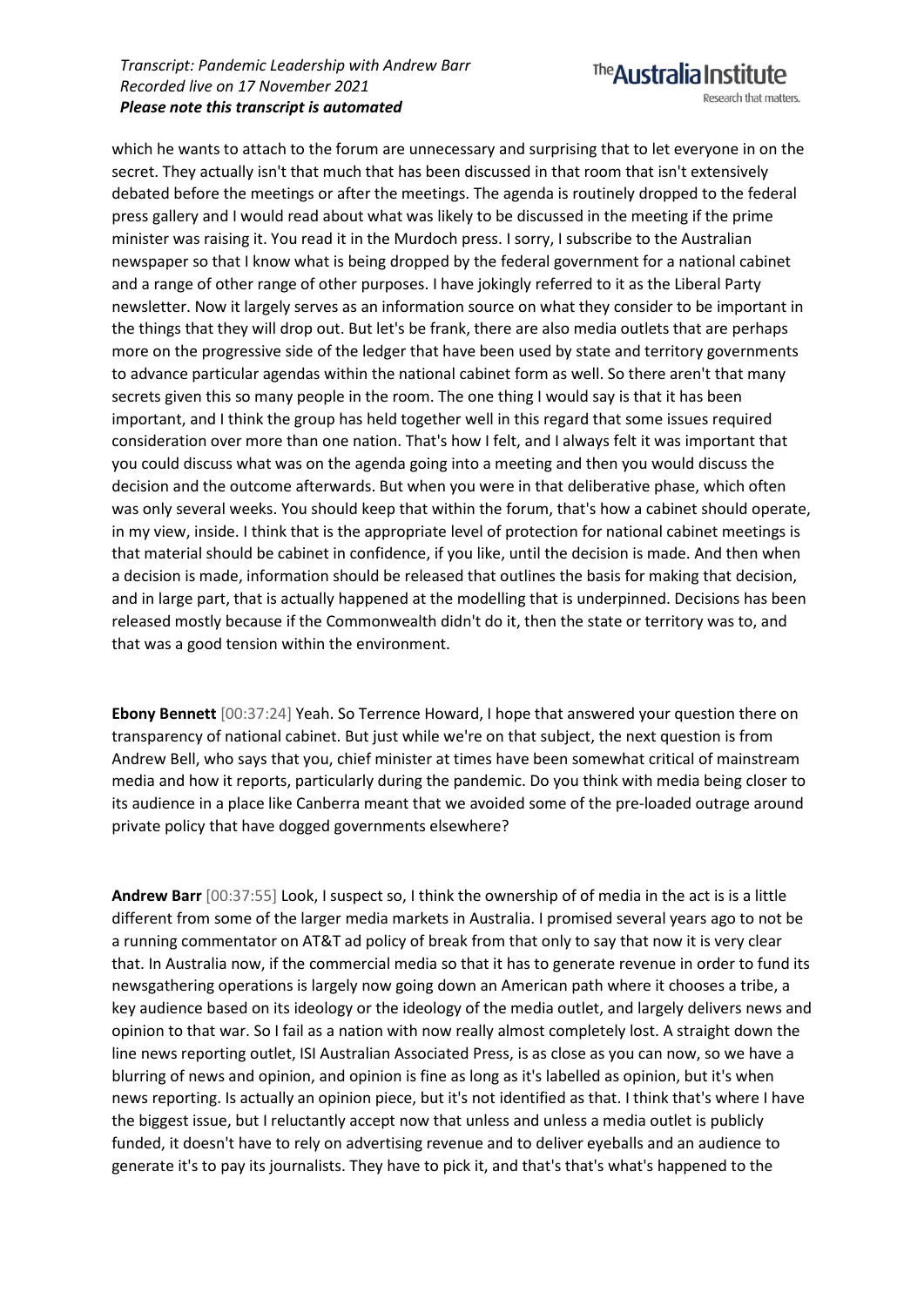which he wants to attach to the forum are unnecessary and surprising that to let everyone in on the secret. They actually isn't that much that has been discussed in that room that isn't extensively debated before the meetings or after the meetings. The agenda is routinely dropped to the federal press gallery and I would read about what was likely to be discussed in the meeting if the prime minister was raising it. You read it in the Murdoch press. I sorry, I subscribe to the Australian newspaper so that I know what is being dropped by the federal government for a national cabinet and a range of other range of other purposes. I have jokingly referred to it as the Liberal Party newsletter. Now it largely serves as an information source on what they consider to be important in the things that they will drop out. But let's be frank, there are also media outlets that are perhaps more on the progressive side of the ledger that have been used by state and territory governments to advance particular agendas within the national cabinet form as well. So there aren't that many secrets given this so many people in the room. The one thing I would say is that it has been important, and I think the group has held together well in this regard that some issues required consideration over more than one nation. That's how I felt, and I always felt it was important that you could discuss what was on the agenda going into a meeting and then you would discuss the decision and the outcome afterwards. But when you were in that deliberative phase, which often was only several weeks. You should keep that within the forum, that's how a cabinet should operate, in my view, inside. I think that is the appropriate level of protection for national cabinet meetings is that material should be cabinet in confidence, if you like, until the decision is made. And then when a decision is made, information should be released that outlines the basis for making that decision, and in large part, that is actually happened at the modelling that is underpinned. Decisions has been released mostly because if the Commonwealth didn't do it, then the state or territory was to, and that was a good tension within the environment.

**Ebony Bennett** [00:37:24] Yeah. So Terrence Howard, I hope that answered your question there on transparency of national cabinet. But just while we're on that subject, the next question is from Andrew Bell, who says that you, chief minister at times have been somewhat critical of mainstream media and how it reports, particularly during the pandemic. Do you think with media being closer to its audience in a place like Canberra meant that we avoided some of the pre-loaded outrage around private policy that have dogged governments elsewhere?

**Andrew Barr** [00:37:55] Look, I suspect so, I think the ownership of of media in the act is is a little different from some of the larger media markets in Australia. I promised several years ago to not be a running commentator on AT&T ad policy of break from that only to say that now it is very clear that. In Australia now, if the commercial media so that it has to generate revenue in order to fund its newsgathering operations is largely now going down an American path where it chooses a tribe, a key audience based on its ideology or the ideology of the media outlet, and largely delivers news and opinion to that war. So I fail as a nation with now really almost completely lost. A straight down the line news reporting outlet, ISI Australian Associated Press, is as close as you can now, so we have a blurring of news and opinion, and opinion is fine as long as it's labelled as opinion, but it's when news reporting. Is actually an opinion piece, but it's not identified as that. I think that's where I have the biggest issue, but I reluctantly accept now that unless and unless a media outlet is publicly funded, it doesn't have to rely on advertising revenue and to deliver eyeballs and an audience to generate it's to pay its journalists. They have to pick it, and that's that's what's happened to the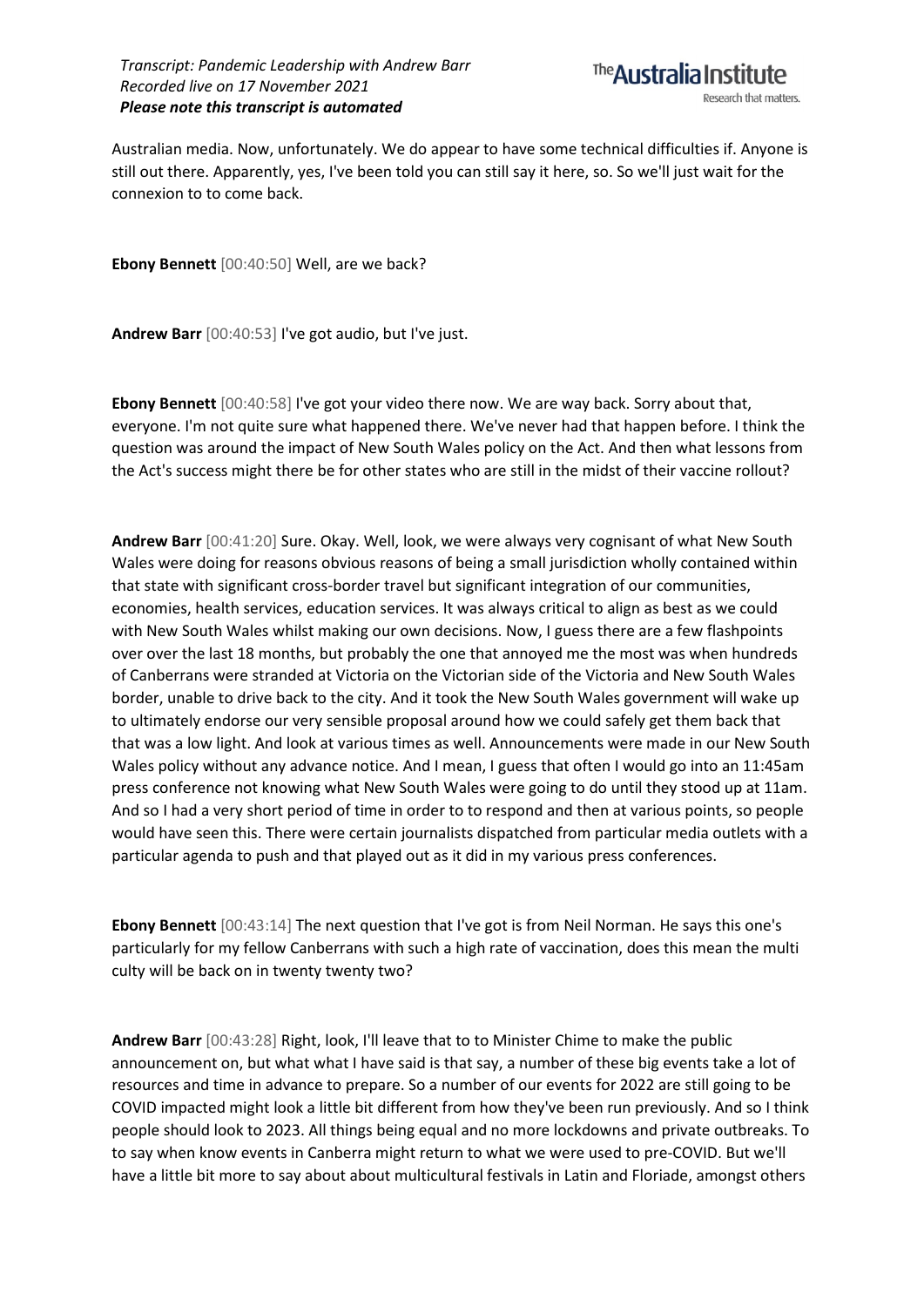Australian media. Now, unfortunately. We do appear to have some technical difficulties if. Anyone is still out there. Apparently, yes, I've been told you can still say it here, so. So we'll just wait for the connexion to to come back.

**Ebony Bennett** [00:40:50] Well, are we back?

**Andrew Barr** [00:40:53] I've got audio, but I've just.

**Ebony Bennett** [00:40:58] I've got your video there now. We are way back. Sorry about that, everyone. I'm not quite sure what happened there. We've never had that happen before. I think the question was around the impact of New South Wales policy on the Act. And then what lessons from the Act's success might there be for other states who are still in the midst of their vaccine rollout?

**Andrew Barr** [00:41:20] Sure. Okay. Well, look, we were always very cognisant of what New South Wales were doing for reasons obvious reasons of being a small jurisdiction wholly contained within that state with significant cross-border travel but significant integration of our communities, economies, health services, education services. It was always critical to align as best as we could with New South Wales whilst making our own decisions. Now, I guess there are a few flashpoints over over the last 18 months, but probably the one that annoyed me the most was when hundreds of Canberrans were stranded at Victoria on the Victorian side of the Victoria and New South Wales border, unable to drive back to the city. And it took the New South Wales government will wake up to ultimately endorse our very sensible proposal around how we could safely get them back that that was a low light. And look at various times as well. Announcements were made in our New South Wales policy without any advance notice. And I mean, I guess that often I would go into an 11:45am press conference not knowing what New South Wales were going to do until they stood up at 11am. And so I had a very short period of time in order to to respond and then at various points, so people would have seen this. There were certain journalists dispatched from particular media outlets with a particular agenda to push and that played out as it did in my various press conferences.

**Ebony Bennett** [00:43:14] The next question that I've got is from Neil Norman. He says this one's particularly for my fellow Canberrans with such a high rate of vaccination, does this mean the multi culty will be back on in twenty twenty two?

**Andrew Barr** [00:43:28] Right, look, I'll leave that to to Minister Chime to make the public announcement on, but what what I have said is that say, a number of these big events take a lot of resources and time in advance to prepare. So a number of our events for 2022 are still going to be COVID impacted might look a little bit different from how they've been run previously. And so I think people should look to 2023. All things being equal and no more lockdowns and private outbreaks. To to say when know events in Canberra might return to what we were used to pre-COVID. But we'll have a little bit more to say about about multicultural festivals in Latin and Floriade, amongst others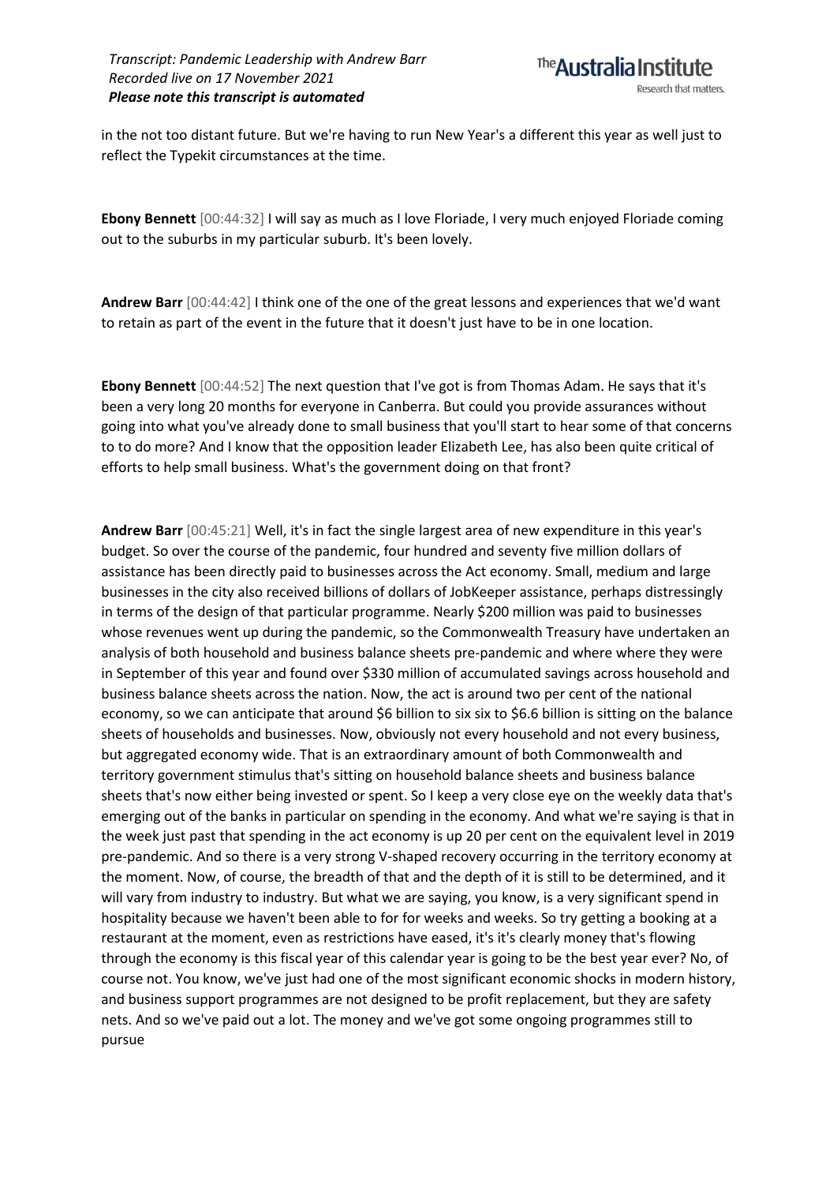in the not too distant future. But we're having to run New Year's a different this year as well just to reflect the Typekit circumstances at the time.

**Ebony Bennett** [00:44:32] I will say as much as I love Floriade, I very much enjoyed Floriade coming out to the suburbs in my particular suburb. It's been lovely.

**Andrew Barr** [00:44:42] I think one of the one of the great lessons and experiences that we'd want to retain as part of the event in the future that it doesn't just have to be in one location.

**Ebony Bennett** [00:44:52] The next question that I've got is from Thomas Adam. He says that it's been a very long 20 months for everyone in Canberra. But could you provide assurances without going into what you've already done to small business that you'll start to hear some of that concerns to to do more? And I know that the opposition leader Elizabeth Lee, has also been quite critical of efforts to help small business. What's the government doing on that front?

**Andrew Barr** [00:45:21] Well, it's in fact the single largest area of new expenditure in this year's budget. So over the course of the pandemic, four hundred and seventy five million dollars of assistance has been directly paid to businesses across the Act economy. Small, medium and large businesses in the city also received billions of dollars of JobKeeper assistance, perhaps distressingly in terms of the design of that particular programme. Nearly $200 million was paid to businesses whose revenues went up during the pandemic, so the Commonwealth Treasury have undertaken an analysis of both household and business balance sheets pre-pandemic and where where they were in September of this year and found over $330 million of accumulated savings across household and business balance sheets across the nation. Now, the act is around two per cent of the national economy, so we can anticipate that around $6 billion to six six to $6.6 billion is sitting on the balance sheets of households and businesses. Now, obviously not every household and not every business, but aggregated economy wide. That is an extraordinary amount of both Commonwealth and territory government stimulus that's sitting on household balance sheets and business balance sheets that's now either being invested or spent. So I keep a very close eye on the weekly data that's emerging out of the banks in particular on spending in the economy. And what we're saying is that in the week just past that spending in the act economy is up 20 per cent on the equivalent level in 2019 pre-pandemic. And so there is a very strong V-shaped recovery occurring in the territory economy at the moment. Now, of course, the breadth of that and the depth of it is still to be determined, and it will vary from industry to industry. But what we are saying, you know, is a very significant spend in hospitality because we haven't been able to for for weeks and weeks. So try getting a booking at a restaurant at the moment, even as restrictions have eased, it's it's clearly money that's flowing through the economy is this fiscal year of this calendar year is going to be the best year ever? No, of course not. You know, we've just had one of the most significant economic shocks in modern history, and business support programmes are not designed to be profit replacement, but they are safety nets. And so we've paid out a lot. The money and we've got some ongoing programmes still to pursue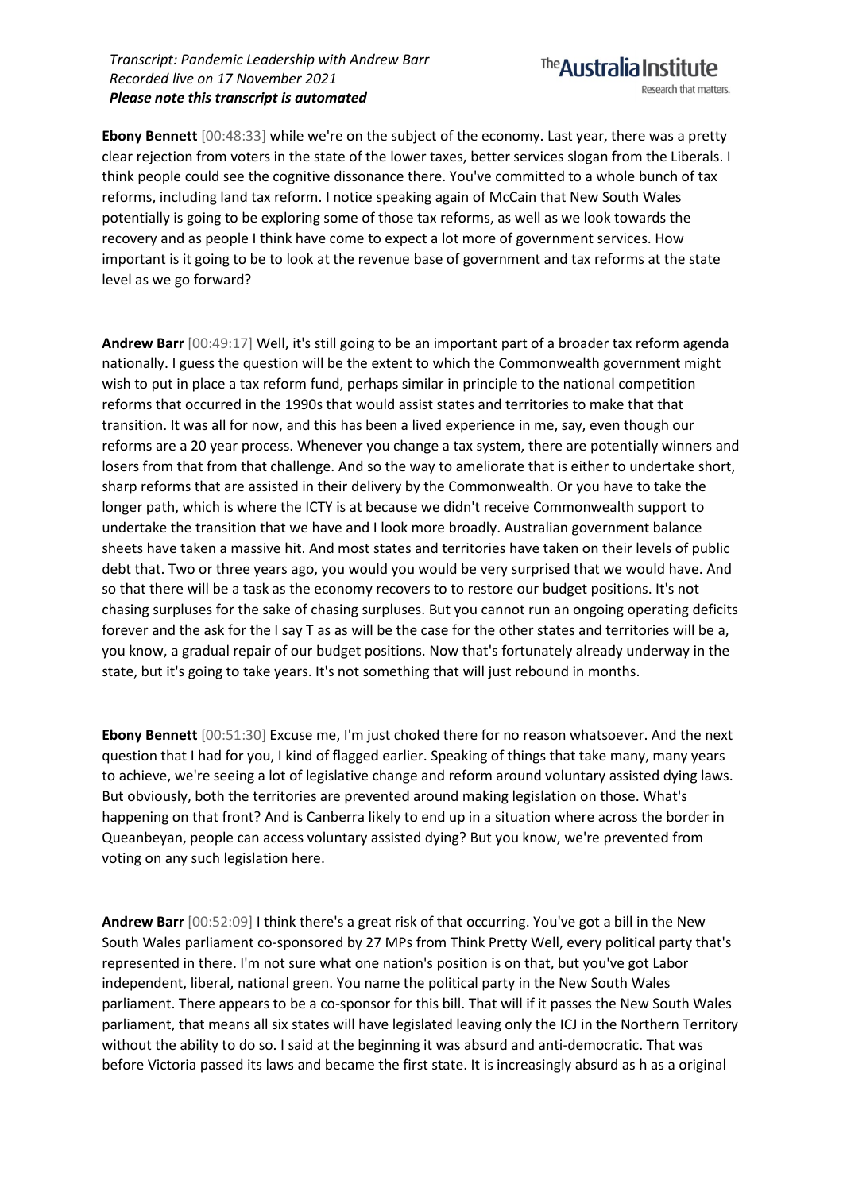**Ebony Bennett** [00:48:33] while we're on the subject of the economy. Last year, there was a pretty clear rejection from voters in the state of the lower taxes, better services slogan from the Liberals. I think people could see the cognitive dissonance there. You've committed to a whole bunch of tax reforms, including land tax reform. I notice speaking again of McCain that New South Wales potentially is going to be exploring some of those tax reforms, as well as we look towards the recovery and as people I think have come to expect a lot more of government services. How important is it going to be to look at the revenue base of government and tax reforms at the state level as we go forward?

**Andrew Barr** [00:49:17] Well, it's still going to be an important part of a broader tax reform agenda nationally. I guess the question will be the extent to which the Commonwealth government might wish to put in place a tax reform fund, perhaps similar in principle to the national competition reforms that occurred in the 1990s that would assist states and territories to make that that transition. It was all for now, and this has been a lived experience in me, say, even though our reforms are a 20 year process. Whenever you change a tax system, there are potentially winners and losers from that from that challenge. And so the way to ameliorate that is either to undertake short, sharp reforms that are assisted in their delivery by the Commonwealth. Or you have to take the longer path, which is where the ICTY is at because we didn't receive Commonwealth support to undertake the transition that we have and I look more broadly. Australian government balance sheets have taken a massive hit. And most states and territories have taken on their levels of public debt that. Two or three years ago, you would you would be very surprised that we would have. And so that there will be a task as the economy recovers to to restore our budget positions. It's not chasing surpluses for the sake of chasing surpluses. But you cannot run an ongoing operating deficits forever and the ask for the I say T as as will be the case for the other states and territories will be a, you know, a gradual repair of our budget positions. Now that's fortunately already underway in the state, but it's going to take years. It's not something that will just rebound in months.

**Ebony Bennett** [00:51:30] Excuse me, I'm just choked there for no reason whatsoever. And the next question that I had for you, I kind of flagged earlier. Speaking of things that take many, many years to achieve, we're seeing a lot of legislative change and reform around voluntary assisted dying laws. But obviously, both the territories are prevented around making legislation on those. What's happening on that front? And is Canberra likely to end up in a situation where across the border in Queanbeyan, people can access voluntary assisted dying? But you know, we're prevented from voting on any such legislation here.

**Andrew Barr** [00:52:09] I think there's a great risk of that occurring. You've got a bill in the New South Wales parliament co-sponsored by 27 MPs from Think Pretty Well, every political party that's represented in there. I'm not sure what one nation's position is on that, but you've got Labor independent, liberal, national green. You name the political party in the New South Wales parliament. There appears to be a co-sponsor for this bill. That will if it passes the New South Wales parliament, that means all six states will have legislated leaving only the ICJ in the Northern Territory without the ability to do so. I said at the beginning it was absurd and anti-democratic. That was before Victoria passed its laws and became the first state. It is increasingly absurd as h as a original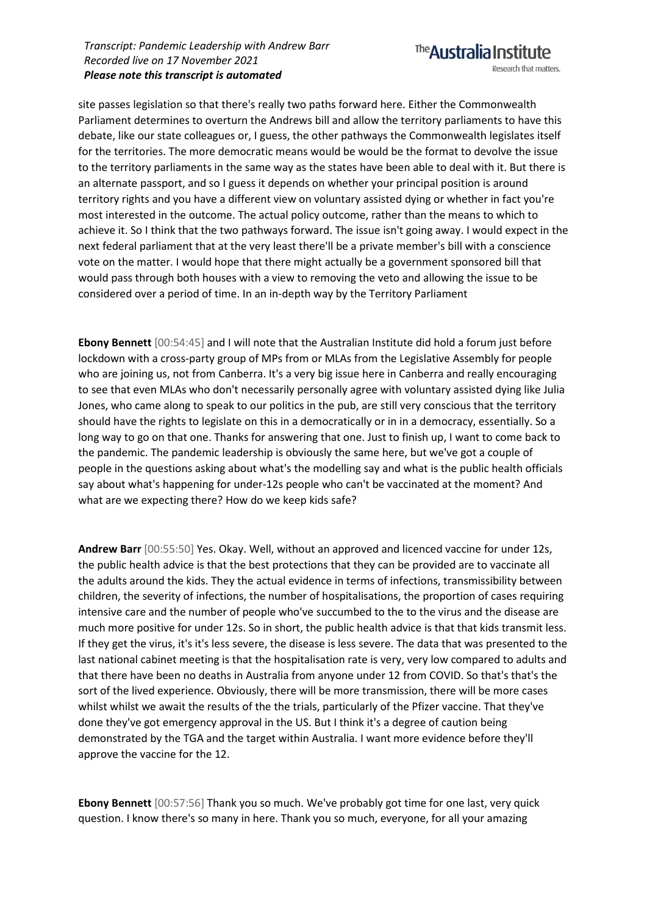site passes legislation so that there's really two paths forward here. Either the Commonwealth Parliament determines to overturn the Andrews bill and allow the territory parliaments to have this debate, like our state colleagues or, I guess, the other pathways the Commonwealth legislates itself for the territories. The more democratic means would be would be the format to devolve the issue to the territory parliaments in the same way as the states have been able to deal with it. But there is an alternate passport, and so I guess it depends on whether your principal position is around territory rights and you have a different view on voluntary assisted dying or whether in fact you're most interested in the outcome. The actual policy outcome, rather than the means to which to achieve it. So I think that the two pathways forward. The issue isn't going away. I would expect in the next federal parliament that at the very least there'll be a private member's bill with a conscience vote on the matter. I would hope that there might actually be a government sponsored bill that would pass through both houses with a view to removing the veto and allowing the issue to be considered over a period of time. In an in-depth way by the Territory Parliament

**Ebony Bennett** [00:54:45] and I will note that the Australian Institute did hold a forum just before lockdown with a cross-party group of MPs from or MLAs from the Legislative Assembly for people who are joining us, not from Canberra. It's a very big issue here in Canberra and really encouraging to see that even MLAs who don't necessarily personally agree with voluntary assisted dying like Julia Jones, who came along to speak to our politics in the pub, are still very conscious that the territory should have the rights to legislate on this in a democratically or in in a democracy, essentially. So a long way to go on that one. Thanks for answering that one. Just to finish up, I want to come back to the pandemic. The pandemic leadership is obviously the same here, but we've got a couple of people in the questions asking about what's the modelling say and what is the public health officials say about what's happening for under-12s people who can't be vaccinated at the moment? And what are we expecting there? How do we keep kids safe?

**Andrew Barr** [00:55:50] Yes. Okay. Well, without an approved and licenced vaccine for under 12s, the public health advice is that the best protections that they can be provided are to vaccinate all the adults around the kids. They the actual evidence in terms of infections, transmissibility between children, the severity of infections, the number of hospitalisations, the proportion of cases requiring intensive care and the number of people who've succumbed to the to the virus and the disease are much more positive for under 12s. So in short, the public health advice is that that kids transmit less. If they get the virus, it's it's less severe, the disease is less severe. The data that was presented to the last national cabinet meeting is that the hospitalisation rate is very, very low compared to adults and that there have been no deaths in Australia from anyone under 12 from COVID. So that's that's the sort of the lived experience. Obviously, there will be more transmission, there will be more cases whilst whilst we await the results of the the trials, particularly of the Pfizer vaccine. That they've done they've got emergency approval in the US. But I think it's a degree of caution being demonstrated by the TGA and the target within Australia. I want more evidence before they'll approve the vaccine for the 12.

**Ebony Bennett** [00:57:56] Thank you so much. We've probably got time for one last, very quick question. I know there's so many in here. Thank you so much, everyone, for all your amazing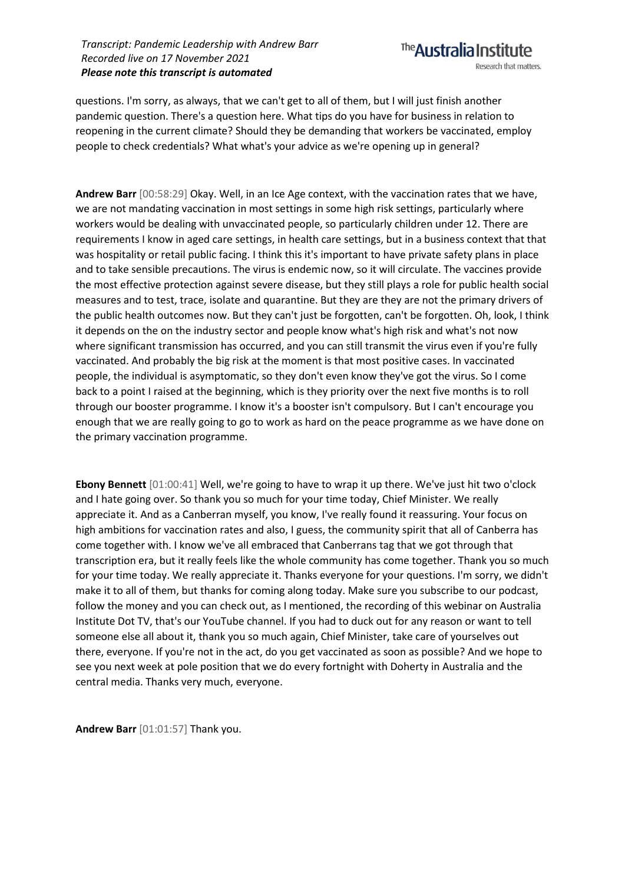questions. I'm sorry, as always, that we can't get to all of them, but I will just finish another pandemic question. There's a question here. What tips do you have for business in relation to reopening in the current climate? Should they be demanding that workers be vaccinated, employ people to check credentials? What what's your advice as we're opening up in general?

**Andrew Barr** [00:58:29] Okay. Well, in an Ice Age context, with the vaccination rates that we have, we are not mandating vaccination in most settings in some high risk settings, particularly where workers would be dealing with unvaccinated people, so particularly children under 12. There are requirements I know in aged care settings, in health care settings, but in a business context that that was hospitality or retail public facing. I think this it's important to have private safety plans in place and to take sensible precautions. The virus is endemic now, so it will circulate. The vaccines provide the most effective protection against severe disease, but they still plays a role for public health social measures and to test, trace, isolate and quarantine. But they are they are not the primary drivers of the public health outcomes now. But they can't just be forgotten, can't be forgotten. Oh, look, I think it depends on the on the industry sector and people know what's high risk and what's not now where significant transmission has occurred, and you can still transmit the virus even if you're fully vaccinated. And probably the big risk at the moment is that most positive cases. In vaccinated people, the individual is asymptomatic, so they don't even know they've got the virus. So I come back to a point I raised at the beginning, which is they priority over the next five months is to roll through our booster programme. I know it's a booster isn't compulsory. But I can't encourage you enough that we are really going to go to work as hard on the peace programme as we have done on the primary vaccination programme.

**Ebony Bennett** [01:00:41] Well, we're going to have to wrap it up there. We've just hit two o'clock and I hate going over. So thank you so much for your time today, Chief Minister. We really appreciate it. And as a Canberran myself, you know, I've really found it reassuring. Your focus on high ambitions for vaccination rates and also, I guess, the community spirit that all of Canberra has come together with. I know we've all embraced that Canberrans tag that we got through that transcription era, but it really feels like the whole community has come together. Thank you so much for your time today. We really appreciate it. Thanks everyone for your questions. I'm sorry, we didn't make it to all of them, but thanks for coming along today. Make sure you subscribe to our podcast, follow the money and you can check out, as I mentioned, the recording of this webinar on Australia Institute Dot TV, that's our YouTube channel. If you had to duck out for any reason or want to tell someone else all about it, thank you so much again, Chief Minister, take care of yourselves out there, everyone. If you're not in the act, do you get vaccinated as soon as possible? And we hope to see you next week at pole position that we do every fortnight with Doherty in Australia and the central media. Thanks very much, everyone.

**Andrew Barr** [01:01:57] Thank you.